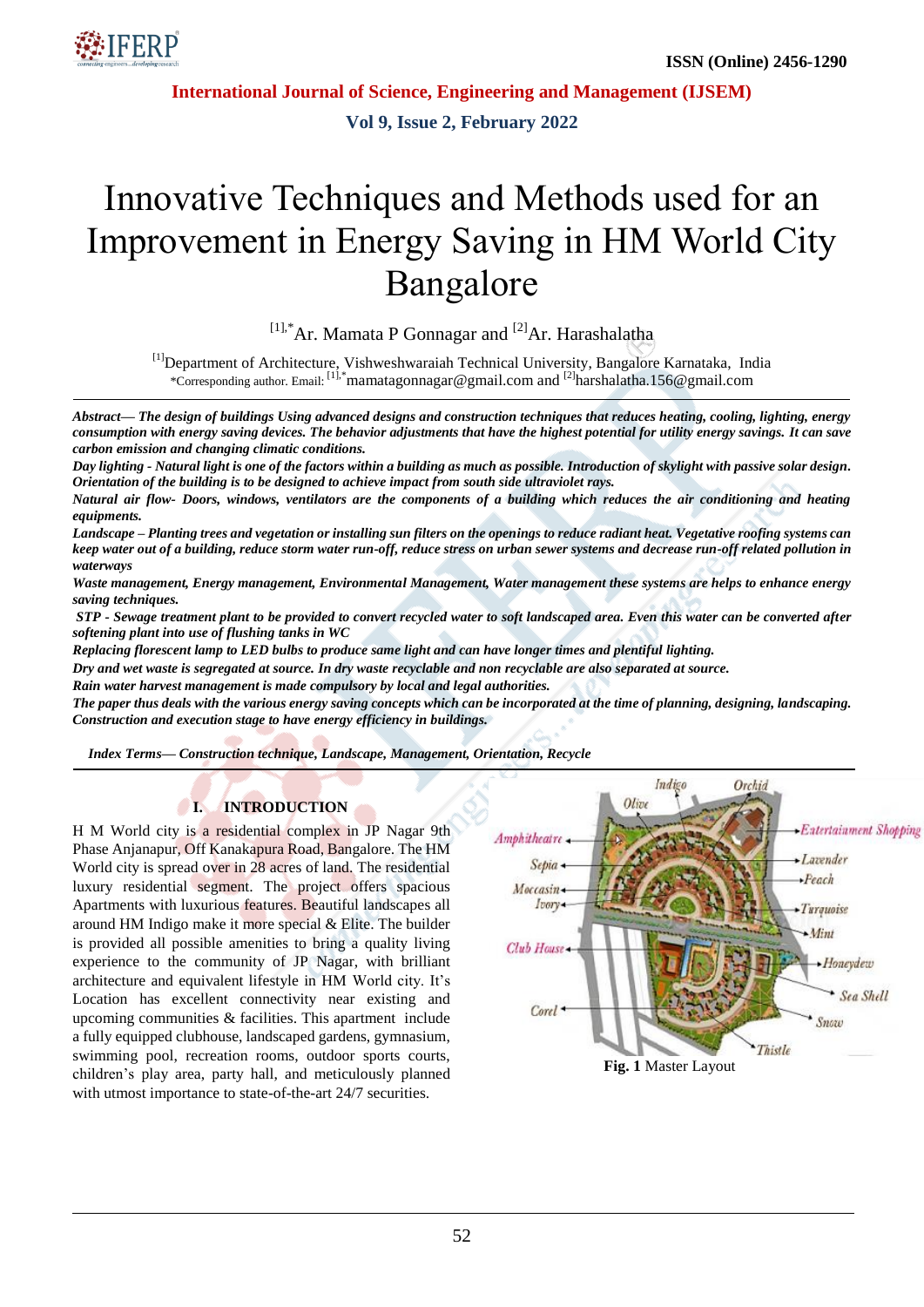# Innovative Techniques and Methods used for an Improvement in Energy Saving in HM World City Bangalore

[1],*Ar. Mamata P Gonnagar and [2]Ar. Harashalatha

[1]Department of Architecture, Vishweshwaraiah Technical University, Bangalore Karnataka, India
*Corresponding author. Email: [1],*mamatagonnagar@gmail.com and [2]harshalatha.156@gmail.com

***Abstract—*** ***The design of buildings Using advanced designs and construction techniques that reduces heating, cooling, lighting, energy consumption with energy saving devices. The behavior adjustments that have the highest potential for utility energy savings. It can save carbon emission and changing climatic conditions.***

***Day lighting - Natural light is one of the factors within a building as much as possible. Introduction of skylight with passive solar design. Orientation of the building is to be designed to achieve impact from south side ultraviolet rays.***

***Natural air flow- Doors, windows, ventilators are the components of a building which reduces the air conditioning and heating equipments.***

***Landscape – Planting trees and vegetation or installing sun filters on the openings to reduce radiant heat. Vegetative roofing systems can keep water out of a building, reduce storm water run-off, reduce stress on urban sewer systems and decrease run-off related pollution in waterways***

***Waste management, Energy management, Environmental Management, Water management these systems are helps to enhance energy saving techniques.***

***STP - Sewage treatment plant to be provided to convert recycled water to soft landscaped area. Even this water can be converted after softening plant into use of flushing tanks in WC***

***Replacing florescent lamp to LED bulbs to produce same light and can have longer times and plentiful lighting.***

***Dry and wet waste is segregated at source. In dry waste recyclable and non recyclable are also separated at source.***

***Rain water harvest management is made compulsory by local and legal authorities.***

***The paper thus deals with the various energy saving concepts which can be incorporated at the time of planning, designing, landscaping. Construction and execution stage to have energy efficiency in buildings.***

***Index Terms—*** ***Construction technique, Landscape, Management, Orientation, Recycle***

## I. INTRODUCTION

H M World city is a residential complex in JP Nagar 9th Phase Anjanapur, Off Kanakapura Road, Bangalore. The HM World city is spread over in 28 acres of land. The residential luxury residential segment. The project offers spacious Apartments with luxurious features. Beautiful landscapes all around HM Indigo make it more special & Elite. The builder is provided all possible amenities to bring a quality living experience to the community of JP Nagar, with brilliant architecture and equivalent lifestyle in HM World city. It's Location has excellent connectivity near existing and upcoming communities & facilities. This apartment include a fully equipped clubhouse, landscaped gardens, gymnasium, swimming pool, recreation rooms, outdoor sports courts, children's play area, party hall, and meticulously planned with utmost importance to state-of-the-art 24/7 securities.

**Fig. 1** Master Layout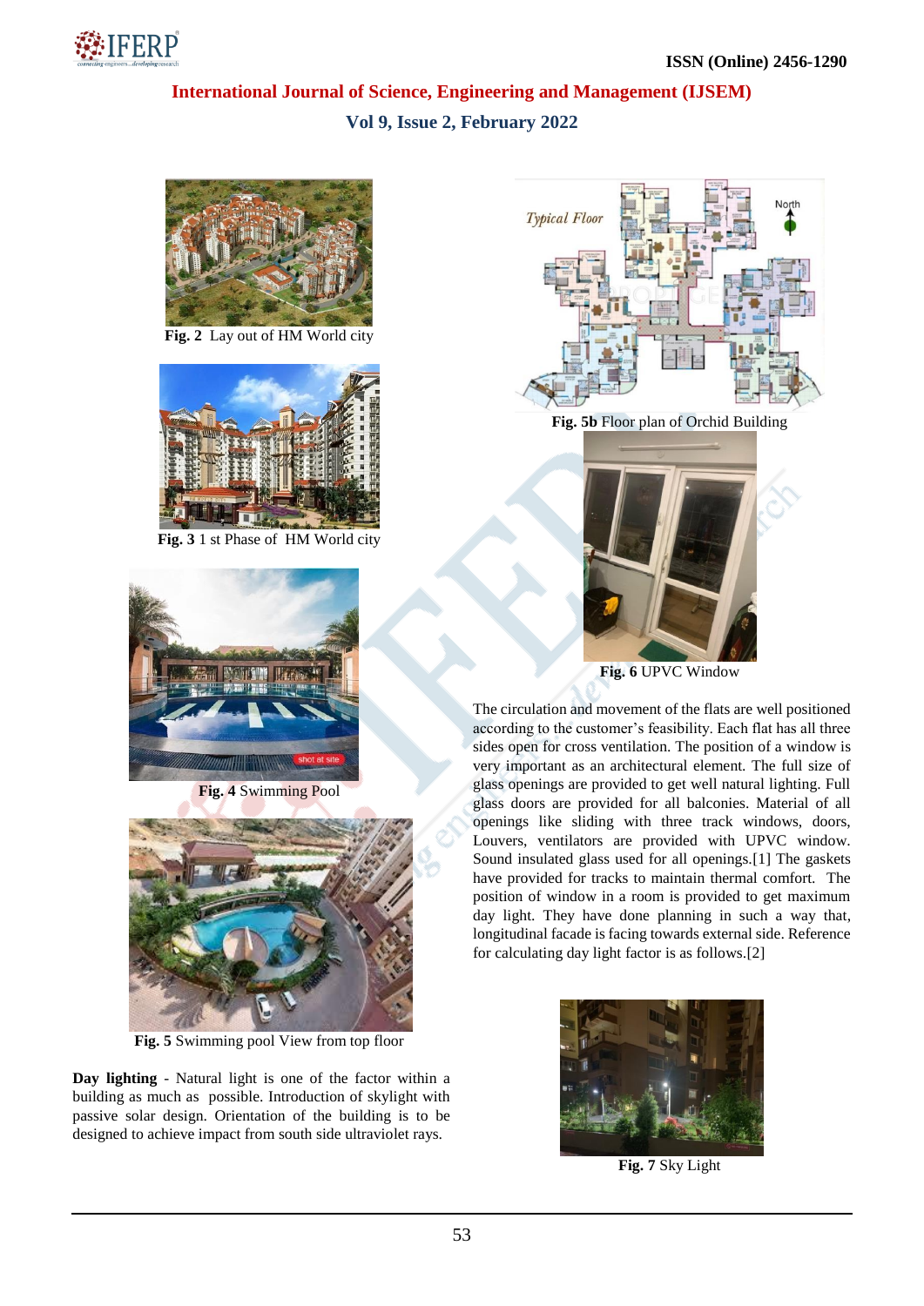Fig. 2 Lay out of HM World city

Fig. 3 1 st Phase of HM World city

Fig. 4 Swimming Pool

Fig. 5 Swimming pool View from top floor

**Day lighting** - Natural light is one of the factor within a building as much as possible. Introduction of skylight with passive solar design. Orientation of the building is to be designed to achieve impact from south side ultraviolet rays.

Fig. 5b Floor plan of Orchid Building

Fig. 6 UPVC Window

The circulation and movement of the flats are well positioned according to the customer's feasibility. Each flat has all three sides open for cross ventilation. The position of a window is very important as an architectural element. The full size of glass openings are provided to get well natural lighting. Full glass doors are provided for all balconies. Material of all openings like sliding with three track windows, doors, Louvers, ventilators are provided with UPVC window. Sound insulated glass used for all openings.[1] The gaskets have provided for tracks to maintain thermal comfort. The position of window in a room is provided to get maximum day light. They have done planning in such a way that, longitudinal facade is facing towards external side. Reference for calculating day light factor is as follows.[2]

Fig. 7 Sky Light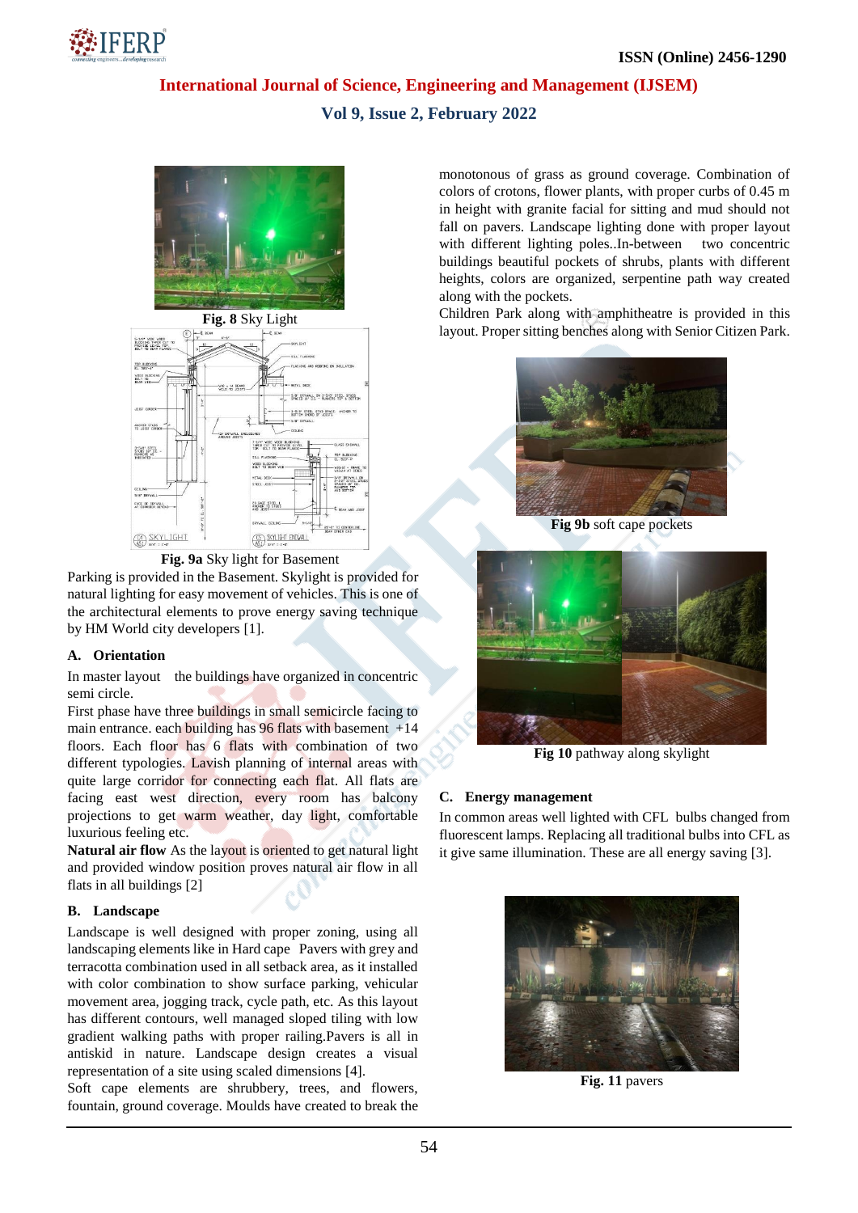**Fig. 8** Sky Light

**Fig. 9a** Sky light for Basement

Parking is provided in the Basement. Skylight is provided for natural lighting for easy movement of vehicles. This is one of the architectural elements to prove energy saving technique by HM World city developers [1].

### A. Orientation

In master layout the buildings have organized in concentric semi circle.

First phase have three buildings in small semicircle facing to main entrance. each building has 96 flats with basement +14 floors. Each floor has 6 flats with combination of two different typologies. Lavish planning of internal areas with quite large corridor for connecting each flat. All flats are facing east west direction, every room has balcony projections to get warm weather, day light, comfortable luxurious feeling etc.

**Natural air flow** As the layout is oriented to get natural light and provided window position proves natural air flow in all flats in all buildings [2]

### B. Landscape

Landscape is well designed with proper zoning, using all landscaping elements like in Hard cape Pavers with grey and terracotta combination used in all setback area, as it installed with color combination to show surface parking, vehicular movement area, jogging track, cycle path, etc. As this layout has different contours, well managed sloped tiling with low gradient walking paths with proper railing.Pavers is all in antiskid in nature. Landscape design creates a visual representation of a site using scaled dimensions [4].

Soft cape elements are shrubbery, trees, and flowers, fountain, ground coverage. Moulds have created to break the monotonous of grass as ground coverage. Combination of colors of crotons, flower plants, with proper curbs of 0.45 m in height with granite facial for sitting and mud should not fall on pavers. Landscape lighting done with proper layout with different lighting poles..In-between two concentric buildings beautiful pockets of shrubs, plants with different heights, colors are organized, serpentine path way created along with the pockets.

Children Park along with amphitheatre is provided in this layout. Proper sitting benches along with Senior Citizen Park.

**Fig 9b** soft cape pockets

**Fig 10** pathway along skylight

### C. Energy management

In common areas well lighted with CFL bulbs changed from fluorescent lamps. Replacing all traditional bulbs into CFL as it give same illumination. These are all energy saving [3].

**Fig. 11** pavers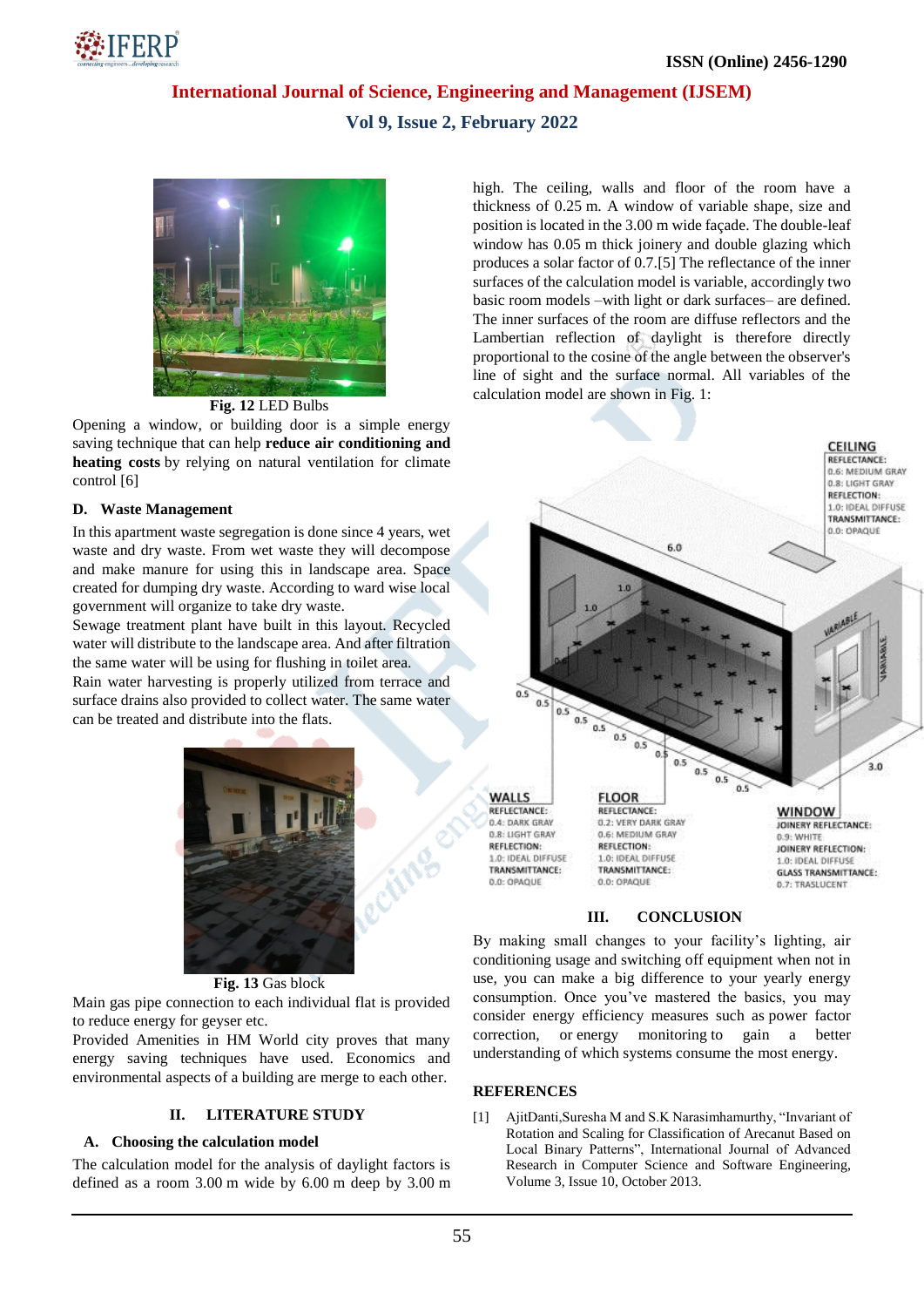Fig. 12 LED Bulbs

Opening a window, or building door is a simple energy saving technique that can help **reduce air conditioning and heating costs** by relying on natural ventilation for climate control [6]

### D. Waste Management

In this apartment waste segregation is done since 4 years, wet waste and dry waste. From wet waste they will decompose and make manure for using this in landscape area. Space created for dumping dry waste. According to ward wise local government will organize to take dry waste.

Sewage treatment plant have built in this layout. Recycled water will distribute to the landscape area. And after filtration the same water will be using for flushing in toilet area.

Rain water harvesting is properly utilized from terrace and surface drains also provided to collect water. The same water can be treated and distribute into the flats.

**Fig. 13** Gas block

Main gas pipe connection to each individual flat is provided to reduce energy for geyser etc.

Provided Amenities in HM World city proves that many energy saving techniques have used. Economics and environmental aspects of a building are merge to each other.

## II. LITERATURE STUDY

### A. Choosing the calculation model

The calculation model for the analysis of daylight factors is defined as a room 3.00 m wide by 6.00 m deep by 3.00 m high. The ceiling, walls and floor of the room have a thickness of 0.25 m. A window of variable shape, size and position is located in the 3.00 m wide façade. The double-leaf window has 0.05 m thick joinery and double glazing which produces a solar factor of 0.7.[5] The reflectance of the inner surfaces of the calculation model is variable, accordingly two basic room models –with light or dark surfaces– are defined. The inner surfaces of the room are diffuse reflectors and the Lambertian reflection of daylight is therefore directly proportional to the cosine of the angle between the observer's line of sight and the surface normal. All variables of the calculation model are shown in Fig. 1:

## III. CONCLUSION

By making small changes to your facility's lighting, air conditioning usage and switching off equipment when not in use, you can make a big difference to your yearly energy consumption. Once you've mastered the basics, you may consider energy efficiency measures such as power factor correction, or energy monitoring to gain a better understanding of which systems consume the most energy.

## REFERENCES

[1] AjitDanti,Suresha M and S.K Narasimhamurthy, "Invariant of Rotation and Scaling for Classification of Arecanut Based on Local Binary Patterns", International Journal of Advanced Research in Computer Science and Software Engineering, Volume 3, Issue 10, October 2013.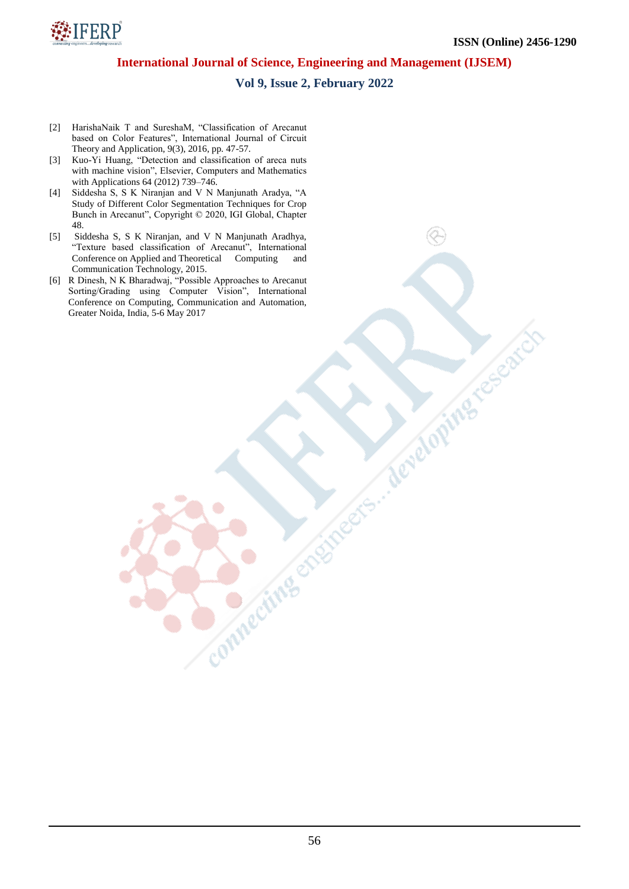[2] HarishaNaik T and SureshaM, “Classification of Arecanut based on Color Features”, International Journal of Circuit Theory and Application, 9(3), 2016, pp. 47-57.

[3] Kuo-Yi Huang, “Detection and classification of areca nuts with machine vision”, Elsevier, Computers and Mathematics with Applications 64 (2012) 739–746.

[4] Siddesha S, S K Niranjan and V N Manjunath Aradya, “A Study of Different Color Segmentation Techniques for Crop Bunch in Arecanut”, Copyright © 2020, IGI Global, Chapter 48.

[5] Siddesha S, S K Niranjan, and V N Manjunath Aradhya, “Texture based classification of Arecanut”, International Conference on Applied and Theoretical Computing and Communication Technology, 2015.

[6] R Dinesh, N K Bharadwaj, “Possible Approaches to Arecanut Sorting/Grading using Computer Vision”, International Conference on Computing, Communication and Automation, Greater Noida, India, 5-6 May 2017